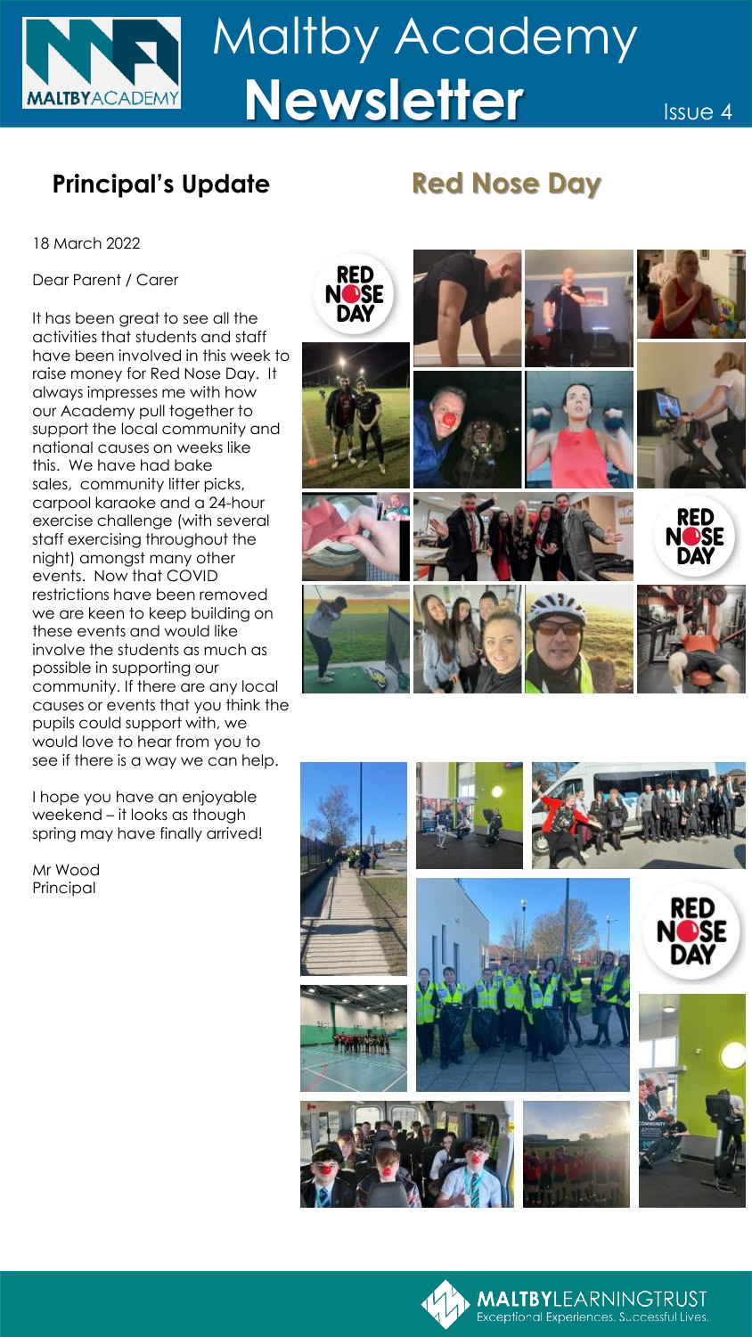# Maltby Academy Newsletter

Issue 4

## Principal's Update

18 March 2022

Dear Parent / Carer

It has been great to see all the activities that students and staff have been involved in this week to raise money for Red Nose Day. It always impresses me with how our Academy pull together to support the local community and national causes on weeks like this. We have had bake sales, community litter picks, carpool karaoke and a 24-hour exercise challenge (with several staff exercising throughout the night) amongst many other events. Now that COVID restrictions have been removed we are keen to keep building on these events and would like involve the students as much as possible in supporting our community. If there are any local causes or events that you think the pupils could support with, we would love to hear from you to see if there is a way we can help.

I hope you have an enjoyable weekend – it looks as though spring may have finally arrived!

Mr Wood
Principal

## Red Nose Day

MALTBYLEARNINGTRUST
Exceptional Experiences. Successful Lives.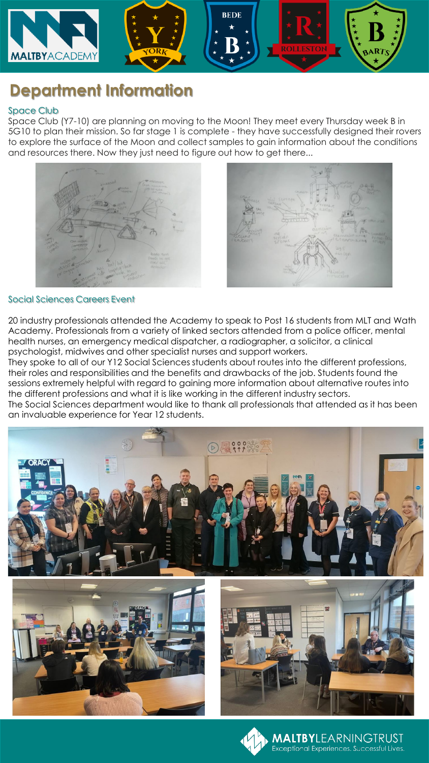# Department Information

## Space Club

Space Club (Y7-10) are planning on moving to the Moon! They meet every Thursday week B in 5G10 to plan their mission. So far stage 1 is complete - they have successfully designed their rovers to explore the surface of the Moon and collect samples to gain information about the conditions and resources there. Now they just need to figure out how to get there...

## Social Sciences Careers Event

20 industry professionals attended the Academy to speak to Post 16 students from MLT and Wath Academy. Professionals from a variety of linked sectors attended from a police officer, mental health nurses, an emergency medical dispatcher, a radiographer, a solicitor, a clinical psychologist, midwives and other specialist nurses and support workers.

They spoke to all of our Y12 Social Sciences students about routes into the different professions, their roles and responsibilities and the benefits and drawbacks of the job. Students found the sessions extremely helpful with regard to gaining more information about alternative routes into the different professions and what it is like working in the different industry sectors.

The Social Sciences department would like to thank all professionals that attended as it has been an invaluable experience for Year 12 students.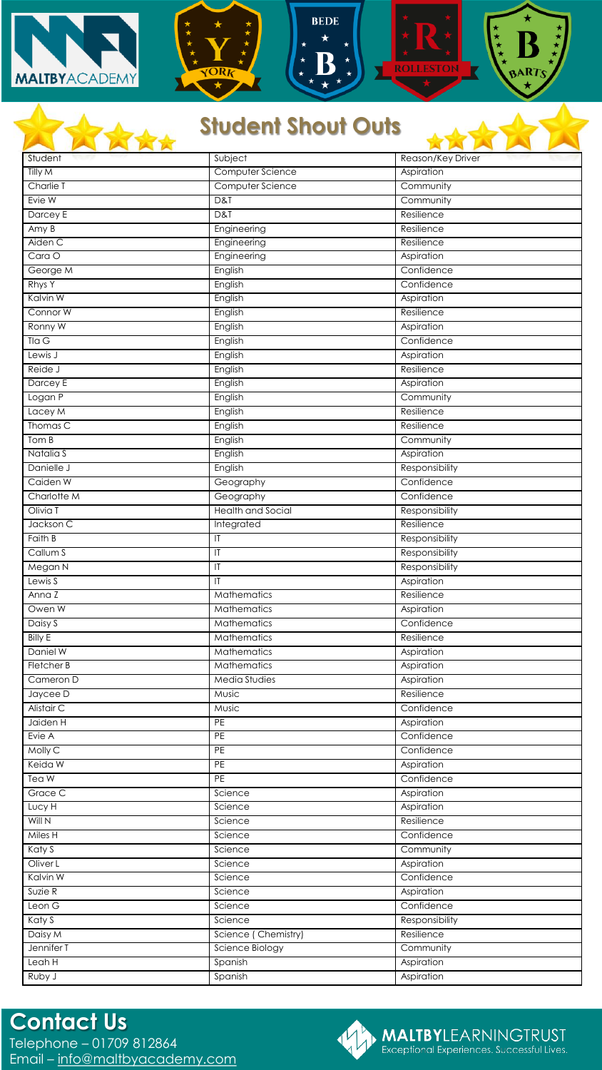MALTBYACADEMY

YORK | BEDE | ROLLESTON | BARTS

# Student Shout Outs

| Student | Subject | Reason/Key Driver |
|---|---|---|
| Tilly M | Computer Science | Aspiration |
| Charlie T | Computer Science | Community |
| Evie W | D&T | Community |
| Darcey E | D&T | Resilience |
| Amy B | Engineering | Resilience |
| Aiden C | Engineering | Resilience |
| Cara O | Engineering | Aspiration |
| George M | English | Confidence |
| Rhys Y | English | Confidence |
| Kalvin W | English | Aspiration |
| Connor W | English | Resilience |
| Ronny W | English | Aspiration |
| Tla G | English | Confidence |
| Lewis J | English | Aspiration |
| Reide J | English | Resilience |
| Darcey E | English | Aspiration |
| Logan P | English | Community |
| Lacey M | English | Resilience |
| Thomas C | English | Resilience |
| Tom B | English | Community |
| Natalia S | English | Aspiration |
| Danielle J | English | Responsibility |
| Caiden W | Geography | Confidence |
| Charlotte M | Geography | Confidence |
| Olivia T | Health and Social | Responsibility |
| Jackson C | Integrated | Resilience |
| Faith B | IT | Responsibility |
| Callum S | IT | Responsibility |
| Megan N | IT | Responsibility |
| Lewis S | IT | Aspiration |
| Anna Z | Mathematics | Resilience |
| Owen W | Mathematics | Aspiration |
| Daisy S | Mathematics | Confidence |
| Billy E | Mathematics | Resilience |
| Daniel W | Mathematics | Aspiration |
| Fletcher B | Mathematics | Aspiration |
| Cameron D | Media Studies | Aspiration |
| Jaycee D | Music | Resilience |
| Alistair C | Music | Confidence |
| Jaiden H | PE | Aspiration |
| Evie A | PE | Confidence |
| Molly C | PE | Confidence |
| Keida W | PE | Aspiration |
| Tea W | PE | Confidence |
| Grace C | Science | Aspiration |
| Lucy H | Science | Aspiration |
| Will N | Science | Resilience |
| Miles H | Science | Confidence |
| Katy S | Science | Community |
| Oliver L | Science | Aspiration |
| Kalvin W | Science | Confidence |
| Suzie R | Science | Aspiration |
| Leon G | Science | Confidence |
| Katy S | Science | Responsibility |
| Daisy M | Science ( Chemistry) | Resilience |
| Jennifer T | Science Biology | Community |
| Leah H | Spanish | Aspiration |
| Ruby J | Spanish | Aspiration |

## Contact Us

Telephone – 01709 812864
Email – info@maltbyacademy.com

MALTBYLEARNINGTRUST
Exceptional Experiences. Successful Lives.